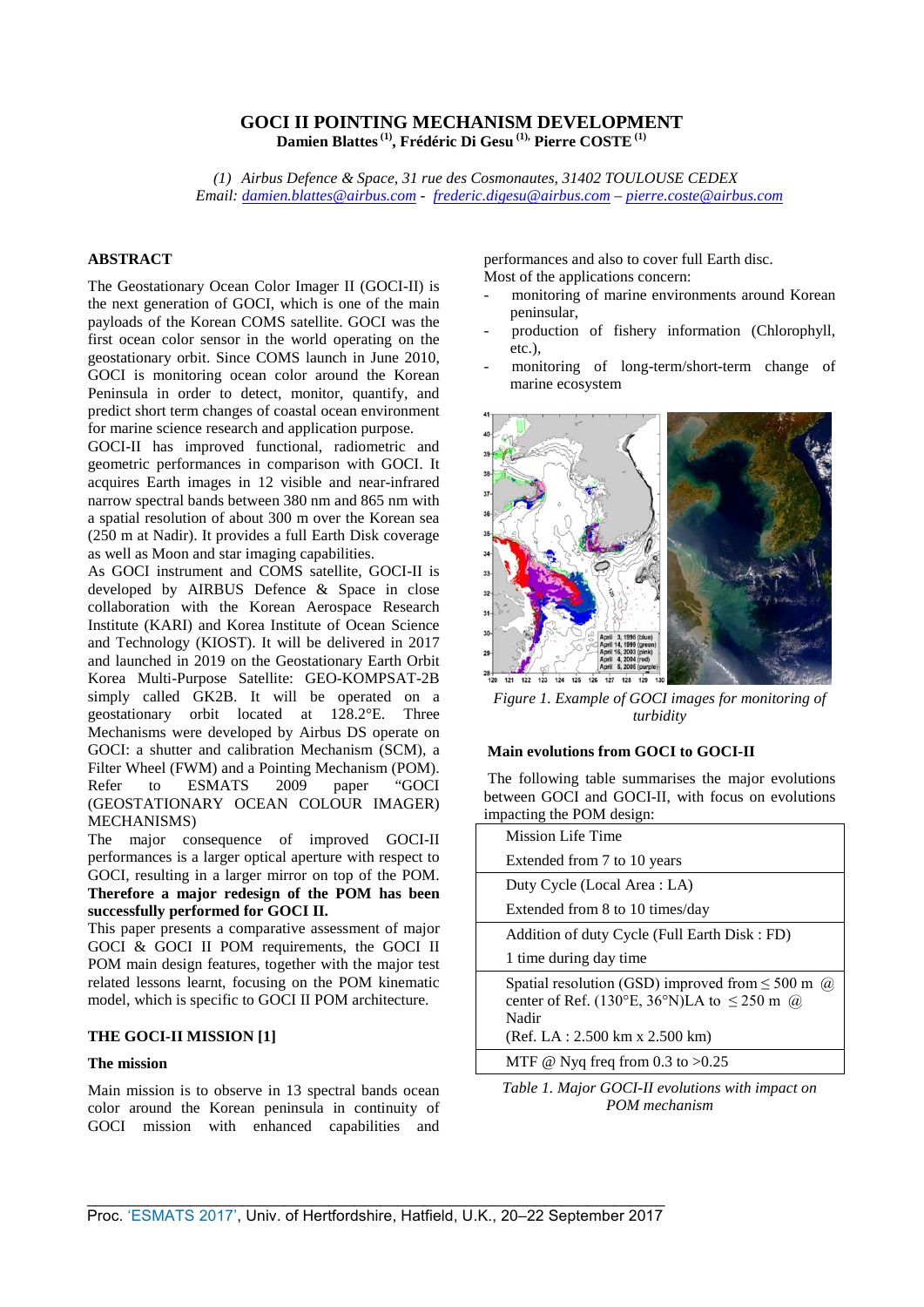# GOCI II POINTING MECHANISM DEVELOPMENT

**Damien Blattes [1], Frédéric Di Gesu [1], Pierre COSTE [1]**

*(1) Airbus Defence & Space, 31 rue des Cosmonautes, 31402 TOULOUSE CEDEX*
*Email: damien.blattes@airbus.com - frederic.digesu@airbus.com – pierre.coste@airbus.com*

## ABSTRACT

The Geostationary Ocean Color Imager II (GOCI-II) is the next generation of GOCI, which is one of the main payloads of the Korean COMS satellite. GOCI was the first ocean color sensor in the world operating on the geostationary orbit. Since COMS launch in June 2010, GOCI is monitoring ocean color around the Korean Peninsula in order to detect, monitor, quantify, and predict short term changes of coastal ocean environment for marine science research and application purpose.

GOCI-II has improved functional, radiometric and geometric performances in comparison with GOCI. It acquires Earth images in 12 visible and near-infrared narrow spectral bands between 380 nm and 865 nm with a spatial resolution of about 300 m over the Korean sea (250 m at Nadir). It provides a full Earth Disk coverage as well as Moon and star imaging capabilities.

As GOCI instrument and COMS satellite, GOCI-II is developed by AIRBUS Defence & Space in close collaboration with the Korean Aerospace Research Institute (KARI) and Korea Institute of Ocean Science and Technology (KIOST). It will be delivered in 2017 and launched in 2019 on the Geostationary Earth Orbit Korea Multi-Purpose Satellite: GEO-KOMPSAT-2B simply called GK2B. It will be operated on a geostationary orbit located at 128.2°E. Three Mechanisms were developed by Airbus DS operate on GOCI: a shutter and calibration Mechanism (SCM), a Filter Wheel (FWM) and a Pointing Mechanism (POM). Refer to ESMATS 2009 paper "GOCI (GEOSTATIONARY OCEAN COLOUR IMAGER) MECHANISMS)

The major consequence of improved GOCI-II performances is a larger optical aperture with respect to GOCI, resulting in a larger mirror on top of the POM. **Therefore a major redesign of the POM has been successfully performed for GOCI II.**

This paper presents a comparative assessment of major GOCI & GOCI II POM requirements, the GOCI II POM main design features, together with the major test related lessons learnt, focusing on the POM kinematic model, which is specific to GOCI II POM architecture.

## THE GOCI-II MISSION [1]

### The mission

Main mission is to observe in 13 spectral bands ocean color around the Korean peninsula in continuity of GOCI mission with enhanced capabilities and performances and also to cover full Earth disc.

Most of the applications concern:

- monitoring of marine environments around Korean peninsular,
- production of fishery information (Chlorophyll, etc.),
- monitoring of long-term/short-term change of marine ecosystem

*Figure 1. Example of GOCI images for monitoring of turbidity*

### Main evolutions from GOCI to GOCI-II

The following table summarises the major evolutions between GOCI and GOCI-II, with focus on evolutions impacting the POM design:

| |
|---|
| Mission Life Time<br>Extended from 7 to 10 years |
| Duty Cycle (Local Area : LA)<br>Extended from 8 to 10 times/day |
| Addition of duty Cycle (Full Earth Disk : FD)<br>1 time during day time |
| Spatial resolution (GSD) improved from ≤ 500 m @ center of Ref. (130°E, 36°N)LA to ≤ 250 m @ Nadir<br>(Ref. LA : 2.500 km x 2.500 km) |
| MTF @ Nyq freq from 0.3 to >0.25 |

*Table 1. Major GOCI-II evolutions with impact on POM mechanism*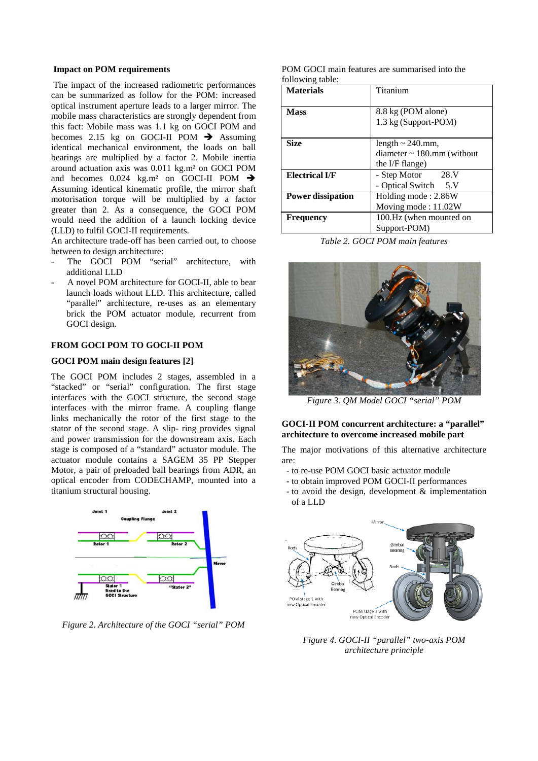**Impact on POM requirements**

The impact of the increased radiometric performances can be summarized as follow for the POM: increased optical instrument aperture leads to a larger mirror. The mobile mass characteristics are strongly dependent from this fact: Mobile mass was 1.1 kg on GOCI POM and becomes 2.15 kg on GOCI-II POM ➔ Assuming identical mechanical environment, the loads on ball bearings are multiplied by a factor 2. Mobile inertia around actuation axis was 0.011 kg.m² on GOCI POM and becomes 0.024 kg.m² on GOCI-II POM ➔ Assuming identical kinematic profile, the mirror shaft motorisation torque will be multiplied by a factor greater than 2. As a consequence, the GOCI POM would need the addition of a launch locking device (LLD) to fulfil GOCI-II requirements.

An architecture trade-off has been carried out, to choose between to design architecture:

- The GOCI POM "serial" architecture, with additional LLD
- A novel POM architecture for GOCI-II, able to bear launch loads without LLD. This architecture, called "parallel" architecture, re-uses as an elementary brick the POM actuator module, recurrent from GOCI design.

## FROM GOCI POM TO GOCI-II POM

### GOCI POM main design features [2]

The GOCI POM includes 2 stages, assembled in a "stacked" or "serial" configuration. The first stage interfaces with the GOCI structure, the second stage interfaces with the mirror frame. A coupling flange links mechanically the rotor of the first stage to the stator of the second stage. A slip- ring provides signal and power transmission for the downstream axis. Each stage is composed of a "standard" actuator module. The actuator module contains a SAGEM 35 PP Stepper Motor, a pair of preloaded ball bearings from ADR, an optical encoder from CODECHAMP, mounted into a titanium structural housing.

*Figure 2. Architecture of the GOCI "serial" POM*

POM GOCI main features are summarised into the following table:

| **Materials** | Titanium |
|---|---|
| **Mass** | 8.8 kg (POM alone)<br>1.3 kg (Support-POM) |
| **Size** | length ~ 240.mm,<br>diameter ~ 180.mm (without the I/F flange) |
| **Electrical I/F** | - Step Motor 28.V<br>- Optical Switch 5.V |
| **Power dissipation** | Holding mode : 2.86W<br>Moving mode : 11.02W |
| **Frequency** | 100.Hz (when mounted on Support-POM) |

*Table 2. GOCI POM main features*

*Figure 3. QM Model GOCI "serial" POM*

### GOCI-II POM concurrent architecture: a "parallel" architecture to overcome increased mobile part

The major motivations of this alternative architecture are:

- to re-use POM GOCI basic actuator module
- to obtain improved POM GOCI-II performances
- to avoid the design, development & implementation of a LLD

*Figure 4. GOCI-II "parallel" two-axis POM architecture principle*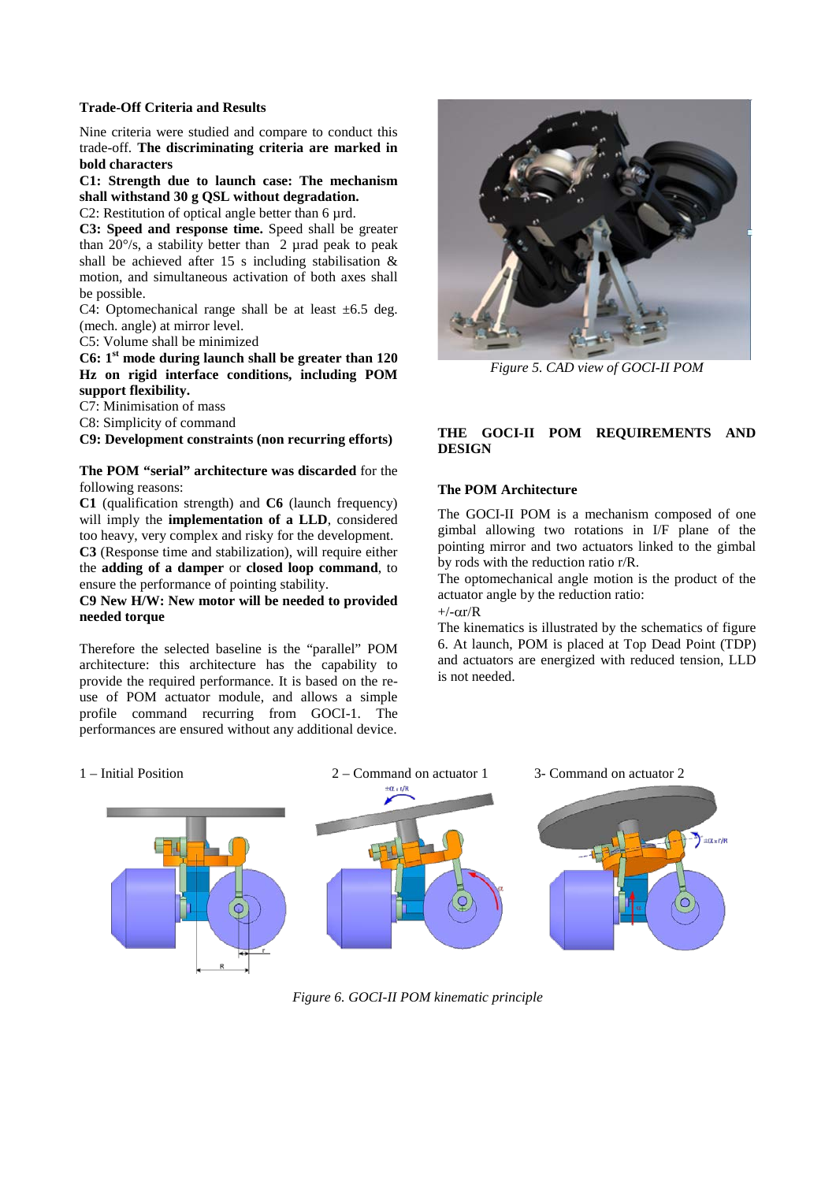**Trade-Off Criteria and Results**

Nine criteria were studied and compare to conduct this trade-off. **The discriminating criteria are marked in bold characters**

**C1: Strength due to launch case: The mechanism shall withstand 30 g QSL without degradation.**

C2: Restitution of optical angle better than 6 µrd.

**C3: Speed and response time.** Speed shall be greater than 20°/s, a stability better than 2 µrad peak to peak shall be achieved after 15 s including stabilisation & motion, and simultaneous activation of both axes shall be possible.

C4: Optomechanical range shall be at least ±6.5 deg. (mech. angle) at mirror level.

C5: Volume shall be minimized

**C6: 1st mode during launch shall be greater than 120 Hz on rigid interface conditions, including POM support flexibility.**

C7: Minimisation of mass

C8: Simplicity of command

**C9: Development constraints (non recurring efforts)**

**The POM "serial" architecture was discarded** for the following reasons:

**C1** (qualification strength) and **C6** (launch frequency) will imply the **implementation of a LLD**, considered too heavy, very complex and risky for the development.

**C3** (Response time and stabilization), will require either the **adding of a damper** or **closed loop command**, to ensure the performance of pointing stability.

**C9 New H/W: New motor will be needed to provided needed torque**

Therefore the selected baseline is the "parallel" POM architecture: this architecture has the capability to provide the required performance. It is based on the re-use of POM actuator module, and allows a simple profile command recurring from GOCI-1. The performances are ensured without any additional device.

*Figure 5. CAD view of GOCI-II POM*

## THE GOCI-II POM REQUIREMENTS AND DESIGN

### The POM Architecture

The GOCI-II POM is a mechanism composed of one gimbal allowing two rotations in I/F plane of the pointing mirror and two actuators linked to the gimbal by rods with the reduction ratio r/R.

The optomechanical angle motion is the product of the actuator angle by the reduction ratio:

$+/-\alpha r/R$

The kinematics is illustrated by the schematics of figure 6. At launch, POM is placed at Top Dead Point (TDP) and actuators are energized with reduced tension, LLD is not needed.

1 – Initial Position    2 – Command on actuator 1    3- Command on actuator 2

*Figure 6. GOCI-II POM kinematic principle*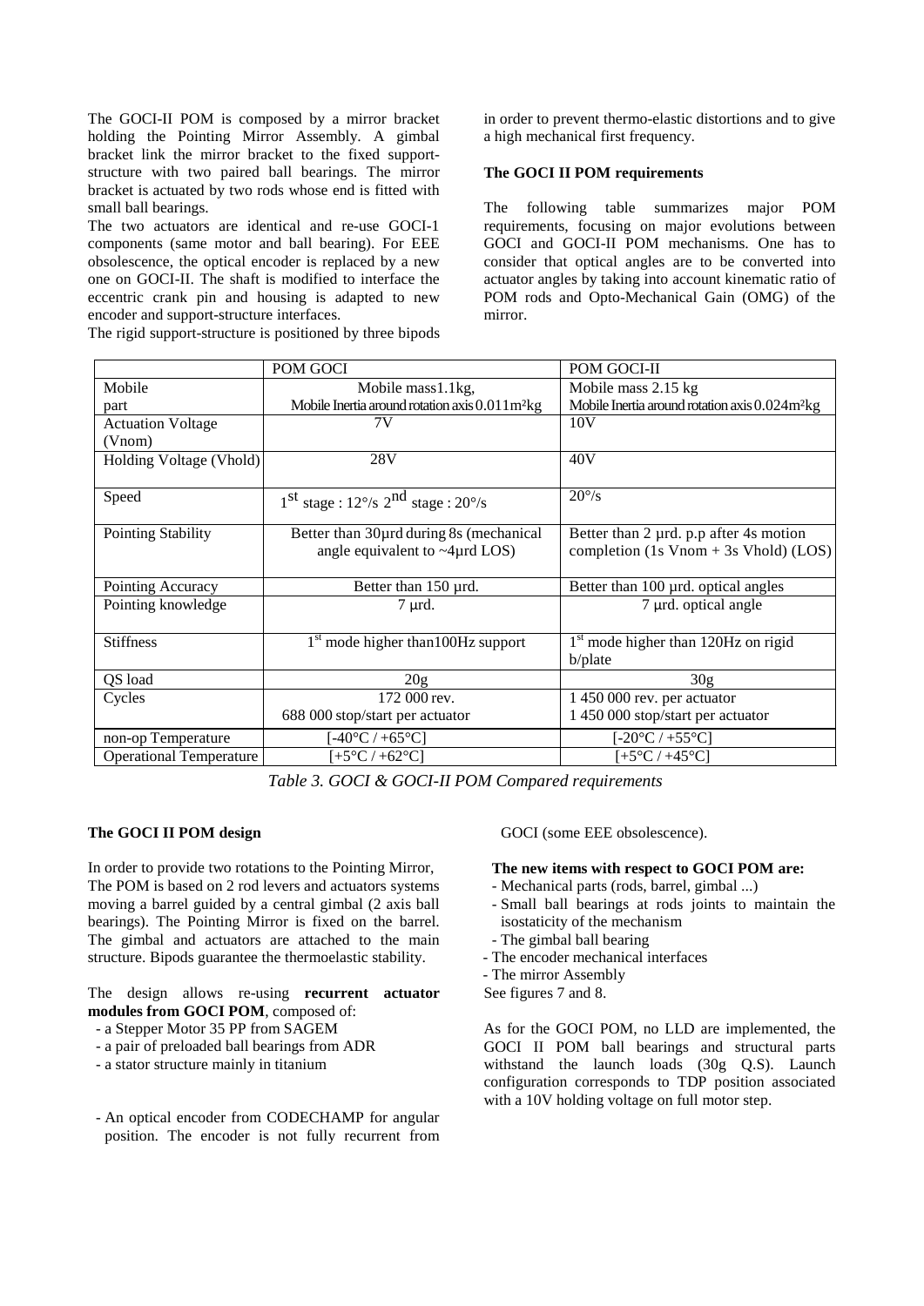The GOCI-II POM is composed by a mirror bracket holding the Pointing Mirror Assembly. A gimbal bracket link the mirror bracket to the fixed support-structure with two paired ball bearings. The mirror bracket is actuated by two rods whose end is fitted with small ball bearings.

The two actuators are identical and re-use GOCI-1 components (same motor and ball bearing). For EEE obsolescence, the optical encoder is replaced by a new one on GOCI-II. The shaft is modified to interface the eccentric crank pin and housing is adapted to new encoder and support-structure interfaces.

The rigid support-structure is positioned by three bipods in order to prevent thermo-elastic distortions and to give a high mechanical first frequency.

**The GOCI II POM requirements**

The following table summarizes major POM requirements, focusing on major evolutions between GOCI and GOCI-II POM mechanisms. One has to consider that optical angles are to be converted into actuator angles by taking into account kinematic ratio of POM rods and Opto-Mechanical Gain (OMG) of the mirror.

| | POM GOCI | POM GOCI-II |
|---|---|---|
| Mobile part | Mobile mass1.1kg, Mobile Inertia around rotation axis 0.011m²kg | Mobile mass 2.15 kg Mobile Inertia around rotation axis 0.024m²kg |
| Actuation Voltage (Vnom) | 7V | 10V |
| Holding Voltage (Vhold) | 28V | 40V |
| Speed | 1st stage : 12°/s 2nd stage : 20°/s | 20°/s |
| Pointing Stability | Better than 30µrd during 8s (mechanical angle equivalent to ~4µrd LOS) | Better than 2 µrd. p.p after 4s motion completion (1s Vnom + 3s Vhold) (LOS) |
| Pointing Accuracy | Better than 150 µrd. | Better than 100 µrd. optical angles |
| Pointing knowledge | 7 µrd. | 7 µrd. optical angle |
| Stiffness | 1st mode higher than100Hz support | 1st mode higher than 120Hz on rigid b/plate |
| QS load | 20g | 30g |
| Cycles | 172 000 rev. 688 000 stop/start per actuator | 1 450 000 rev. per actuator 1 450 000 stop/start per actuator |
| non-op Temperature | [-40°C / +65°C] | [-20°C / +55°C] |
| Operational Temperature | [+5°C / +62°C] | [+5°C / +45°C] |

*Table 3. GOCI & GOCI-II POM Compared requirements*

**The GOCI II POM design**

In order to provide two rotations to the Pointing Mirror, The POM is based on 2 rod levers and actuators systems moving a barrel guided by a central gimbal (2 axis ball bearings). The Pointing Mirror is fixed on the barrel. The gimbal and actuators are attached to the main structure. Bipods guarantee the thermoelastic stability.

The design allows re-using **recurrent actuator modules from GOCI POM**, composed of:

- a Stepper Motor 35 PP from SAGEM
- a pair of preloaded ball bearings from ADR
- a stator structure mainly in titanium
- An optical encoder from CODECHAMP for angular position. The encoder is not fully recurrent from GOCI (some EEE obsolescence).

**The new items with respect to GOCI POM are:**

- Mechanical parts (rods, barrel, gimbal ...)
- Small ball bearings at rods joints to maintain the isostaticity of the mechanism
- The gimbal ball bearing
- The encoder mechanical interfaces
- The mirror Assembly

See figures 7 and 8.

As for the GOCI POM, no LLD are implemented, the GOCI II POM ball bearings and structural parts withstand the launch loads (30g Q.S). Launch configuration corresponds to TDP position associated with a 10V holding voltage on full motor step.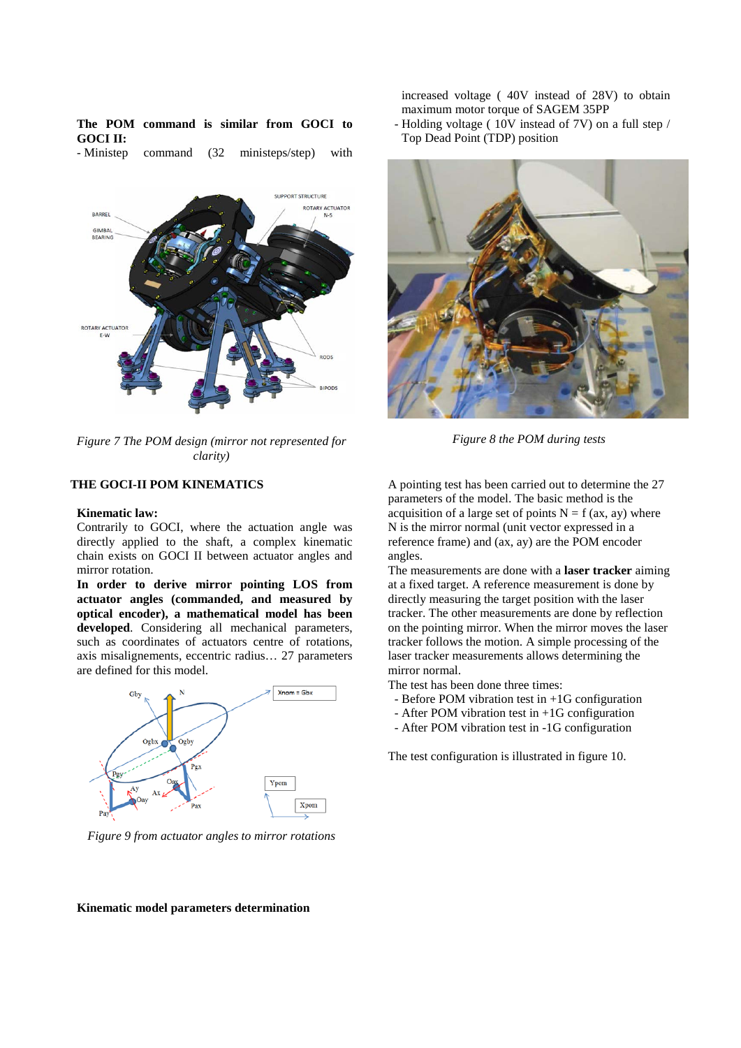**The POM command is similar from GOCI to GOCI II:**

- Ministep command (32 ministeps/step) with increased voltage ( 40V instead of 28V) to obtain maximum motor torque of SAGEM 35PP
- Holding voltage ( 10V instead of 7V) on a full step / Top Dead Point (TDP) position

*Figure 7 The POM design (mirror not represented for clarity)*

*Figure 8 the POM during tests*

## THE GOCI-II POM KINEMATICS

### Kinematic law:

Contrarily to GOCI, where the actuation angle was directly applied to the shaft, a complex kinematic chain exists on GOCI II between actuator angles and mirror rotation.

**In order to derive mirror pointing LOS from actuator angles (commanded, and measured by optical encoder), a mathematical model has been developed**. Considering all mechanical parameters, such as coordinates of actuators centre of rotations, axis misalignements, eccentric radius… 27 parameters are defined for this model.

*Figure 9 from actuator angles to mirror rotations*

### Kinematic model parameters determination

A pointing test has been carried out to determine the 27 parameters of the model. The basic method is the acquisition of a large set of points N = f (ax, ay) where N is the mirror normal (unit vector expressed in a reference frame) and (ax, ay) are the POM encoder angles.

The measurements are done with a **laser tracker** aiming at a fixed target. A reference measurement is done by directly measuring the target position with the laser tracker. The other measurements are done by reflection on the pointing mirror. When the mirror moves the laser tracker follows the motion. A simple processing of the laser tracker measurements allows determining the mirror normal.

The test has been done three times:

- Before POM vibration test in +1G configuration
- After POM vibration test in +1G configuration
- After POM vibration test in -1G configuration

The test configuration is illustrated in figure 10.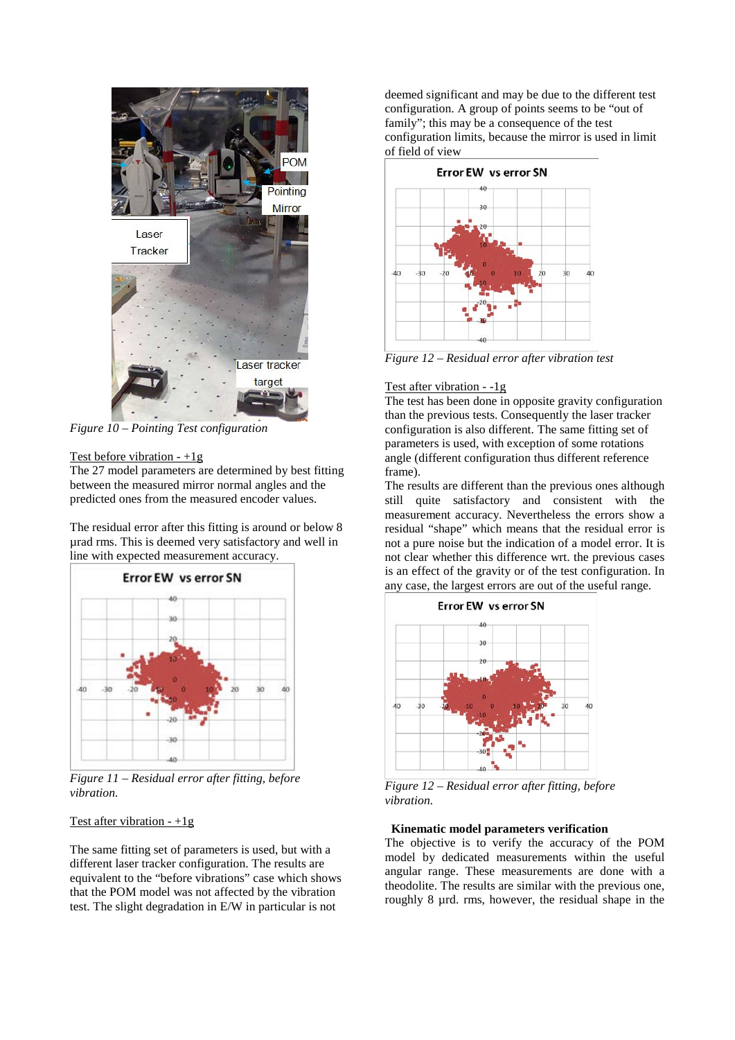*Figure 10 – Pointing Test configuration*

Test before vibration - +1g

The 27 model parameters are determined by best fitting between the measured mirror normal angles and the predicted ones from the measured encoder values.

The residual error after this fitting is around or below 8 µrad rms. This is deemed very satisfactory and well in line with expected measurement accuracy.

*Figure 11 – Residual error after fitting, before vibration.*

Test after vibration - +1g

The same fitting set of parameters is used, but with a different laser tracker configuration. The results are equivalent to the "before vibrations" case which shows that the POM model was not affected by the vibration test. The slight degradation in E/W in particular is not deemed significant and may be due to the different test configuration. A group of points seems to be "out of family"; this may be a consequence of the test configuration limits, because the mirror is used in limit of field of view

*Figure 12 – Residual error after vibration test*

Test after vibration - -1g

The test has been done in opposite gravity configuration than the previous tests. Consequently the laser tracker configuration is also different. The same fitting set of parameters is used, with exception of some rotations angle (different configuration thus different reference frame).

The results are different than the previous ones although still quite satisfactory and consistent with the measurement accuracy. Nevertheless the errors show a residual "shape" which means that the residual error is not a pure noise but the indication of a model error. It is not clear whether this difference wrt. the previous cases is an effect of the gravity or of the test configuration. In any case, the largest errors are out of the useful range.

*Figure 12 – Residual error after fitting, before vibration.*

**Kinematic model parameters verification**

The objective is to verify the accuracy of the POM model by dedicated measurements within the useful angular range. These measurements are done with a theodolite. The results are similar with the previous one, roughly 8 µrd. rms, however, the residual shape in the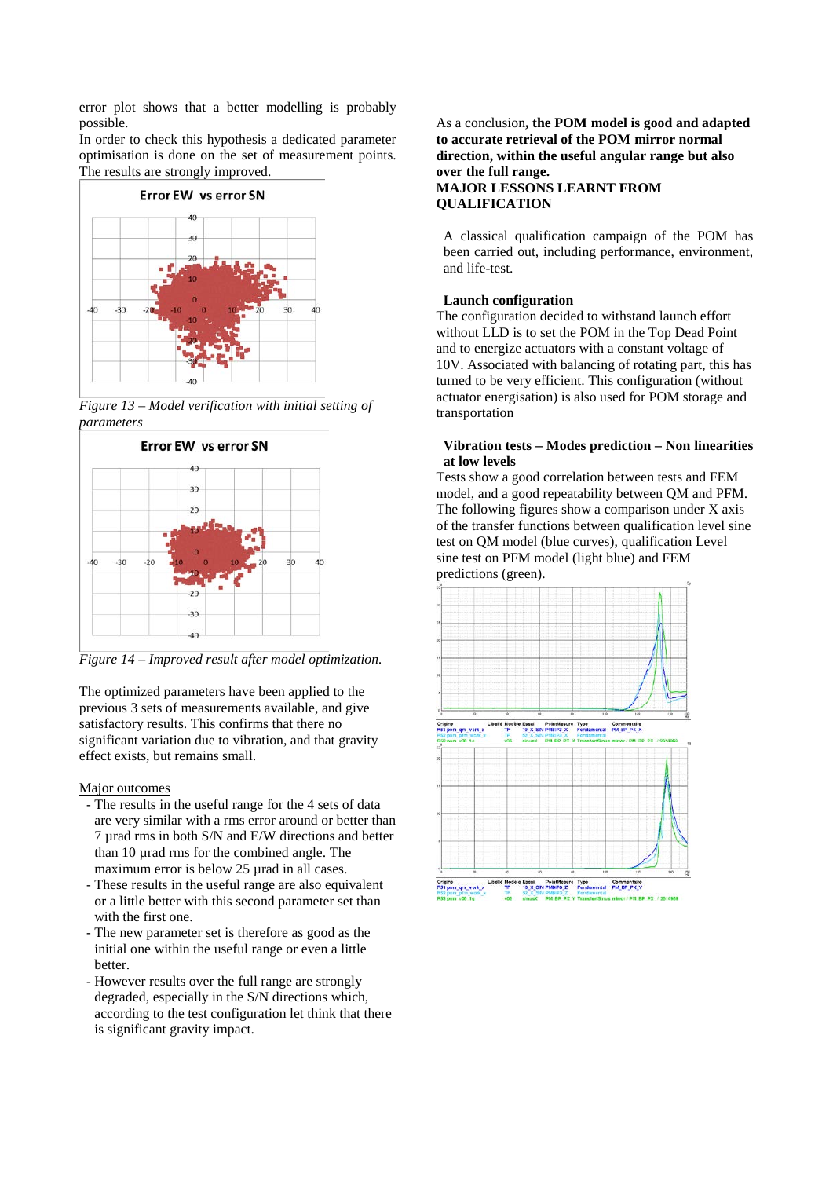error plot shows that a better modelling is probably possible.
In order to check this hypothesis a dedicated parameter optimisation is done on the set of measurement points. The results are strongly improved.

*Figure 13 – Model verification with initial setting of parameters*

*Figure 14 – Improved result after model optimization.*

The optimized parameters have been applied to the previous 3 sets of measurements available, and give satisfactory results. This confirms that there no significant variation due to vibration, and that gravity effect exists, but remains small.

Major outcomes

- The results in the useful range for the 4 sets of data are very similar with a rms error around or better than 7 µrad rms in both S/N and E/W directions and better than 10 µrad rms for the combined angle. The maximum error is below 25 µrad in all cases.
- These results in the useful range are also equivalent or a little better with this second parameter set than with the first one.
- The new parameter set is therefore as good as the initial one within the useful range or even a little better.
- However results over the full range are strongly degraded, especially in the S/N directions which, according to the test configuration let think that there is significant gravity impact.

As a conclusion**, the POM model is good and adapted to accurate retrieval of the POM mirror normal direction, within the useful angular range but also over the full range.**

## MAJOR LESSONS LEARNT FROM QUALIFICATION

A classical qualification campaign of the POM has been carried out, including performance, environment, and life-test.

### Launch configuration

The configuration decided to withstand launch effort without LLD is to set the POM in the Top Dead Point and to energize actuators with a constant voltage of 10V. Associated with balancing of rotating part, this has turned to be very efficient. This configuration (without actuator energisation) is also used for POM storage and transportation

### Vibration tests – Modes prediction – Non linearities at low levels

Tests show a good correlation between tests and FEM model, and a good repeatability between QM and PFM. The following figures show a comparison under X axis of the transfer functions between qualification level sine test on QM model (blue curves), qualification Level sine test on PFM model (light blue) and FEM predictions (green).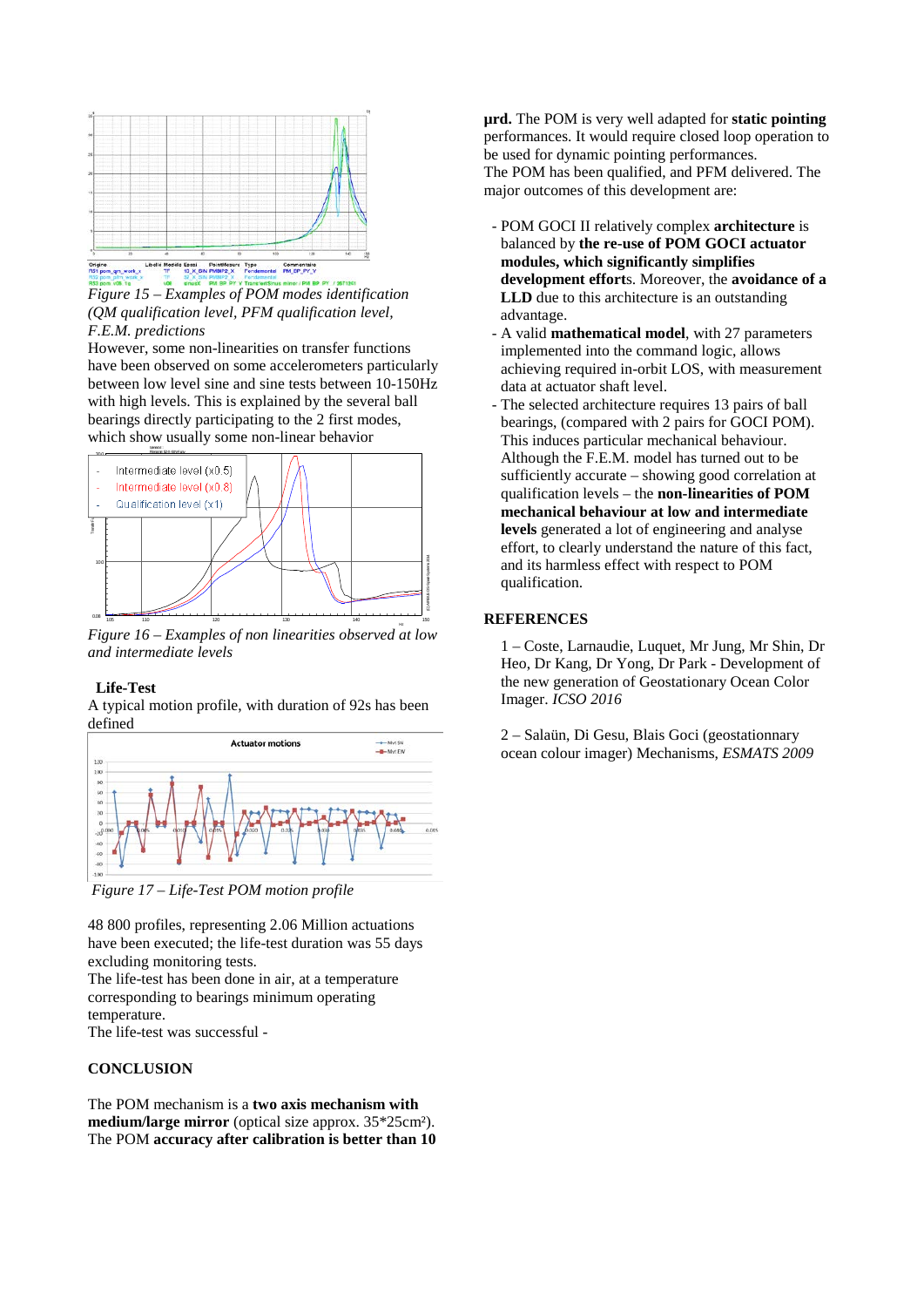Origine Libellé Modèle Essai PointMesure Type Commentaire

R51 pom_qm_work_x TF 10_X_SIN PMBP2_X Fondamental PM_SP_PY_V

R52 pom_pfm_work_x TF SI_X_SIN PMBP2_X Fondamental

R53 pom v06 1s v06 sinusX PM BP PY V Transient Sinus minor / PM BP PY / 35/1301

*Figure 15 – Examples of POM modes identification (QM qualification level, PFM qualification level, F.E.M. predictions*

However, some non-linearities on transfer functions have been observed on some accelerometers particularly between low level sine and sine tests between 10-150Hz with high levels. This is explained by the several ball bearings directly participating to the 2 first modes, which show usually some non-linear behavior

- Intermediate level (x0.5)
- Intermediate level (x0.8)
- Qualification level (x1)

*Figure 16 – Examples of non linearities observed at low and intermediate levels*

### Life-Test

A typical motion profile, with duration of 92s has been defined

Actuator motions

Mvt SN

Mvt EW

*Figure 17 – Life-Test POM motion profile*

48 800 profiles, representing 2.06 Million actuations have been executed; the life-test duration was 55 days excluding monitoring tests.

The life-test has been done in air, at a temperature corresponding to bearings minimum operating temperature.

The life-test was successful -

## CONCLUSION

The POM mechanism is a **two axis mechanism with medium/large mirror** (optical size approx. 35*25cm²). The POM **accuracy after calibration is better than 10 µrd.** The POM is very well adapted for **static pointing** performances. It would require closed loop operation to be used for dynamic pointing performances.

The POM has been qualified, and PFM delivered. The major outcomes of this development are:

- POM GOCI II relatively complex **architecture** is balanced by **the re-use of POM GOCI actuator modules, which significantly simplifies development effort**s. Moreover, the **avoidance of a LLD** due to this architecture is an outstanding advantage.
- A valid **mathematical model**, with 27 parameters implemented into the command logic, allows achieving required in-orbit LOS, with measurement data at actuator shaft level.
- The selected architecture requires 13 pairs of ball bearings, (compared with 2 pairs for GOCI POM). This induces particular mechanical behaviour. Although the F.E.M. model has turned out to be sufficiently accurate – showing good correlation at qualification levels – the **non-linearities of POM mechanical behaviour at low and intermediate levels** generated a lot of engineering and analyse effort, to clearly understand the nature of this fact, and its harmless effect with respect to POM qualification.

## REFERENCES

1 – Coste, Larnaudie, Luquet, Mr Jung, Mr Shin, Dr Heo, Dr Kang, Dr Yong, Dr Park - Development of the new generation of Geostationary Ocean Color Imager. *ICSO 2016*

2 – Salaün, Di Gesu, Blais Goci (geostationnary ocean colour imager) Mechanisms, *ESMATS 2009*